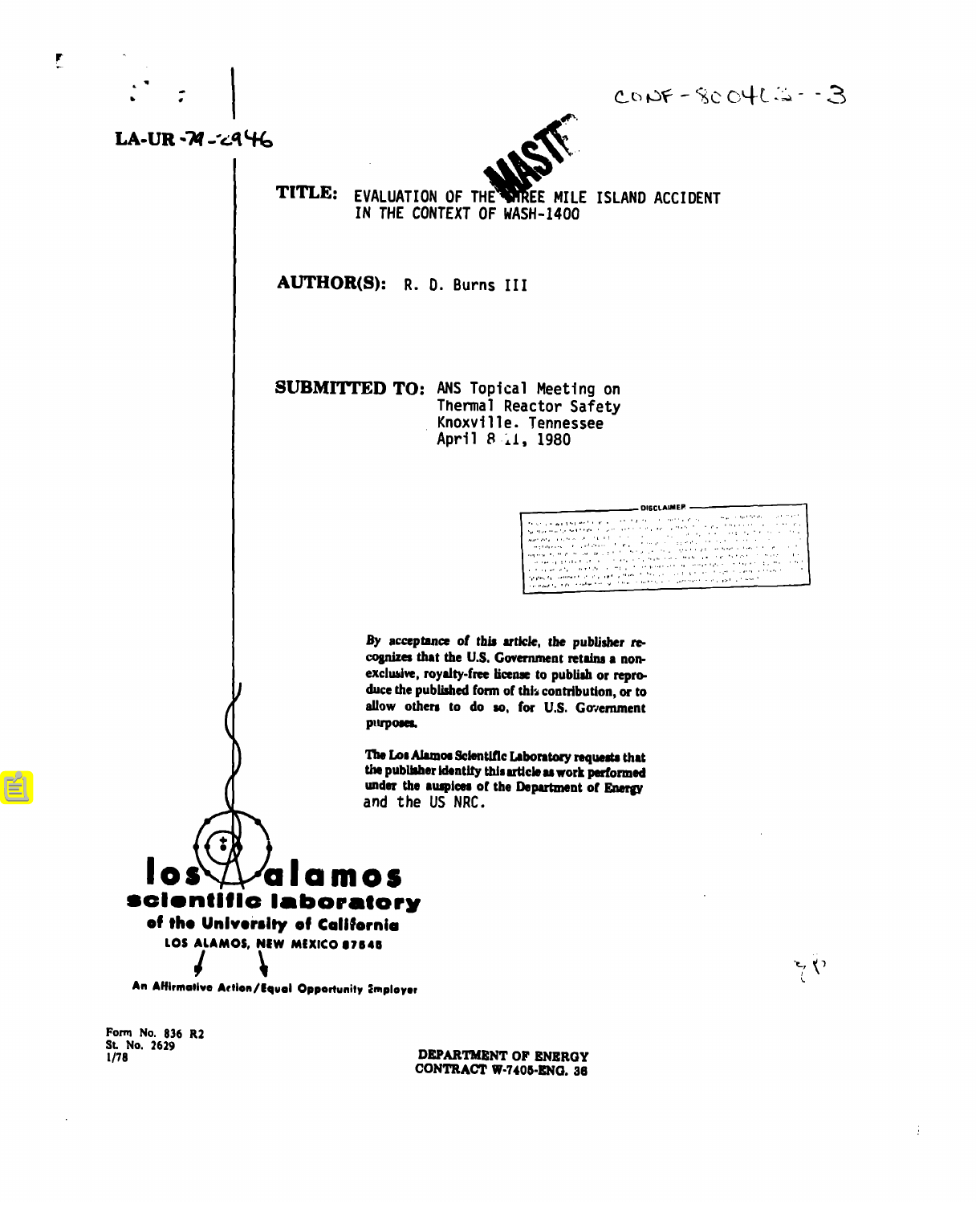CONF-800412--3

LA-UR-79-2946

MASTER

**TITLE:** EVALUATION OF THE THREE MILE ISLAND ACCIDENT IN THE CONTEXT OF WASH-1400

**AUTHOR(S):** R. D. Burns III

**SUBMITTED TO:** ANS Topical Meeting on Thermal Reactor Safety
Knoxville, Tennessee
April 8-11, 1980

DISCLAIMER

**By acceptance of this article, the publisher recognizes that the U.S. Government retains a nonexclusive, royalty-free license to publish or reproduce the published form of this contribution, or to allow others to do so, for U.S. Government purposes.**

**The Los Alamos Scientific Laboratory requests that the publisher identify this article as work performed under the auspices of the Department of Energy** and the US NRC.

**los alamos scientific laboratory**
**of the University of California**
LOS ALAMOS, NEW MEXICO 87545

An Affirmative Action/Equal Opportunity Employer

Form No. 836 R2
St. No. 2629
1/78

**DEPARTMENT OF ENERGY**
**CONTRACT W-7405-ENG. 36**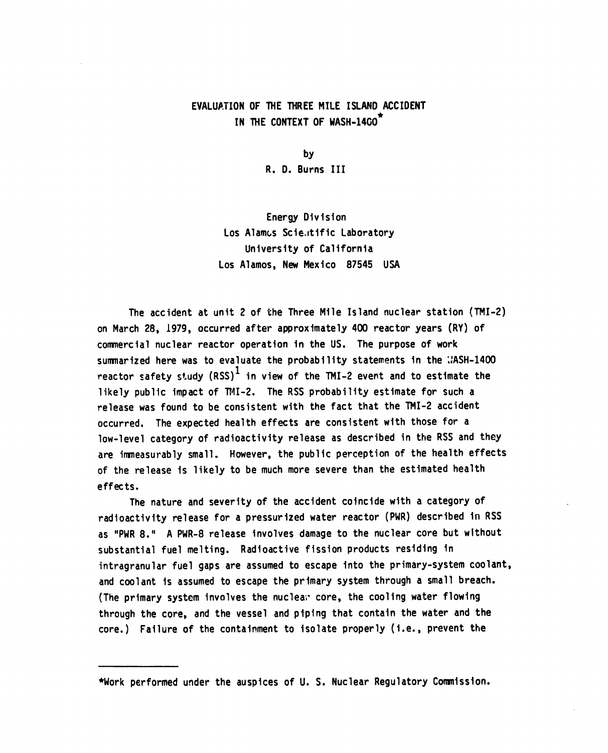# EVALUATION OF THE THREE MILE ISLAND ACCIDENT IN THE CONTEXT OF WASH-1400*

by

R. D. Burns III

Energy Division
Los Alamos Scientific Laboratory
University of California
Los Alamos, New Mexico 87545 USA

The accident at unit 2 of the Three Mile Island nuclear station (TMI-2) on March 28, 1979, occurred after approximately 400 reactor years (RY) of commercial nuclear reactor operation in the US. The purpose of work summarized here was to evaluate the probability statements in the WASH-1400 reactor safety study (RSS)[1] in view of the TMI-2 event and to estimate the likely public impact of TMI-2. The RSS probability estimate for such a release was found to be consistent with the fact that the TMI-2 accident occurred. The expected health effects are consistent with those for a low-level category of radioactivity release as described in the RSS and they are immeasurably small. However, the public perception of the health effects of the release is likely to be much more severe than the estimated health effects.

The nature and severity of the accident coincide with a category of radioactivity release for a pressurized water reactor (PWR) described in RSS as "PWR 8." A PWR-8 release involves damage to the nuclear core but without substantial fuel melting. Radioactive fission products residing in intragranular fuel gaps are assumed to escape into the primary-system coolant, and coolant is assumed to escape the primary system through a small breach. (The primary system involves the nuclear core, the cooling water flowing through the core, and the vessel and piping that contain the water and the core.) Failure of the containment to isolate properly (i.e., prevent the

*Work performed under the auspices of U. S. Nuclear Regulatory Commission.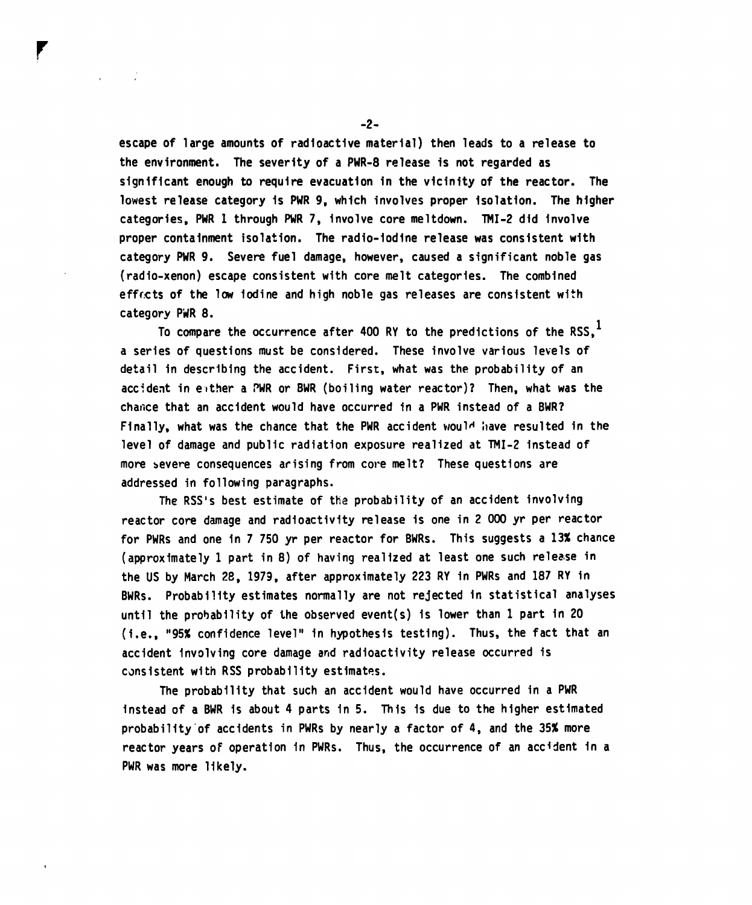escape of large amounts of radioactive material) then leads to a release to the environment. The severity of a PWR-8 release is not regarded as significant enough to require evacuation in the vicinity of the reactor. The lowest release category is PWR 9, which involves proper isolation. The higher categories, PWR 1 through PWR 7, involve core meltdown. TMI-2 did involve proper containment isolation. The radio-iodine release was consistent with category PWR 9. Severe fuel damage, however, caused a significant noble gas (radio-xenon) escape consistent with core melt categories. The combined effects of the low iodine and high noble gas releases are consistent with category PWR 8.

To compare the occurrence after 400 RY to the predictions of the RSS,[1] a series of questions must be considered. These involve various levels of detail in describing the accident. First, what was the probability of an accident in either a PWR or BWR (boiling water reactor)? Then, what was the chance that an accident would have occurred in a PWR instead of a BWR? Finally, what was the chance that the PWR accident would have resulted in the level of damage and public radiation exposure realized at TMI-2 instead of more severe consequences arising from core melt? These questions are addressed in following paragraphs.

The RSS's best estimate of the probability of an accident involving reactor core damage and radioactivity release is one in 2 000 yr per reactor for PWRs and one in 7 750 yr per reactor for BWRs. This suggests a 13% chance (approximately 1 part in 8) of having realized at least one such release in the US by March 28, 1979, after approximately 223 RY in PWRs and 187 RY in BWRs. Probability estimates normally are not rejected in statistical analyses until the probability of the observed event(s) is lower than 1 part in 20 (i.e., "95% confidence level" in hypothesis testing). Thus, the fact that an accident involving core damage and radioactivity release occurred is consistent with RSS probability estimates.

The probability that such an accident would have occurred in a PWR instead of a BWR is about 4 parts in 5. This is due to the higher estimated probability of accidents in PWRs by nearly a factor of 4, and the 35% more reactor years of operation in PWRs. Thus, the occurrence of an accident in a PWR was more likely.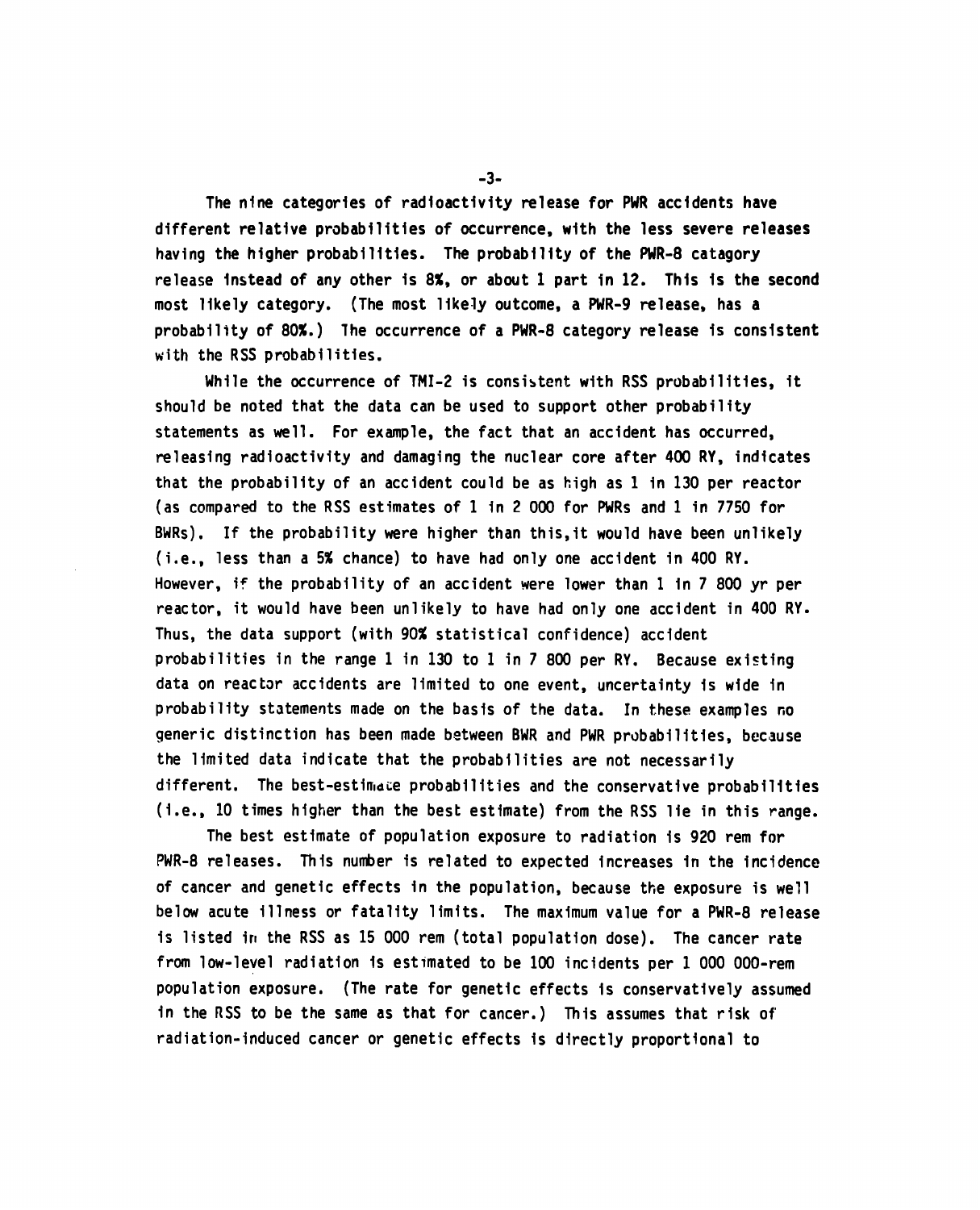The nine categories of radioactivity release for PWR accidents have different relative probabilities of occurrence, with the less severe releases having the higher probabilities. The probability of the PWR-8 catagory release instead of any other is 8%, or about 1 part in 12. This is the second most likely category. (The most likely outcome, a PWR-9 release, has a probability of 80%.) The occurrence of a PWR-8 category release is consistent with the RSS probabilities.

While the occurrence of TMI-2 is consistent with RSS probabilities, it should be noted that the data can be used to support other probability statements as well. For example, the fact that an accident has occurred, releasing radioactivity and damaging the nuclear core after 400 RY, indicates that the probability of an accident could be as high as 1 in 130 per reactor (as compared to the RSS estimates of 1 in 2 000 for PWRs and 1 in 7750 for BWRs). If the probability were higher than this, it would have been unlikely (i.e., less than a 5% chance) to have had only one accident in 400 RY. However, if the probability of an accident were lower than 1 in 7 800 yr per reactor, it would have been unlikely to have had only one accident in 400 RY. Thus, the data support (with 90% statistical confidence) accident probabilities in the range 1 in 130 to 1 in 7 800 per RY. Because existing data on reactor accidents are limited to one event, uncertainty is wide in probability statements made on the basis of the data. In these examples no generic distinction has been made between BWR and PWR probabilities, because the limited data indicate that the probabilities are not necessarily different. The best-estimate probabilities and the conservative probabilities (i.e., 10 times higher than the best estimate) from the RSS lie in this range.

The best estimate of population exposure to radiation is 920 rem for PWR-8 releases. This number is related to expected increases in the incidence of cancer and genetic effects in the population, because the exposure is well below acute illness or fatality limits. The maximum value for a PWR-8 release is listed in the RSS as 15 000 rem (total population dose). The cancer rate from low-level radiation is estimated to be 100 incidents per 1 000 000-rem population exposure. (The rate for genetic effects is conservatively assumed in the RSS to be the same as that for cancer.) This assumes that risk of radiation-induced cancer or genetic effects is directly proportional to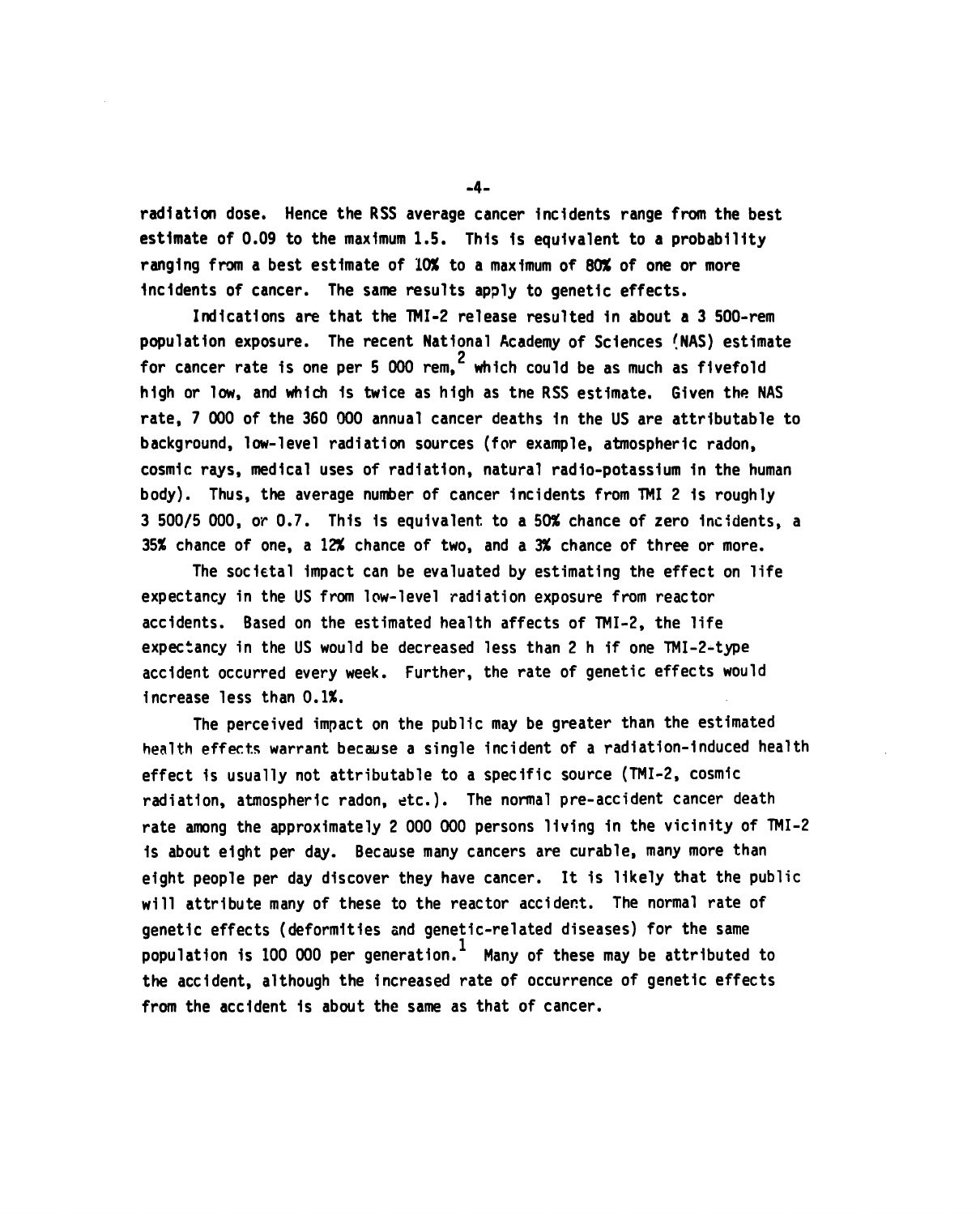radiation dose. Hence the RSS average cancer incidents range from the best estimate of 0.09 to the maximum 1.5. This is equivalent to a probability ranging from a best estimate of 10% to a maximum of 80% of one or more incidents of cancer. The same results apply to genetic effects.

Indications are that the TMI-2 release resulted in about a 3 500-rem population exposure. The recent National Academy of Sciences (NAS) estimate for cancer rate is one per 5 000 rem,[2] which could be as much as fivefold high or low, and which is twice as high as the RSS estimate. Given the NAS rate, 7 000 of the 360 000 annual cancer deaths in the US are attributable to background, low-level radiation sources (for example, atmospheric radon, cosmic rays, medical uses of radiation, natural radio-potassium in the human body). Thus, the average number of cancer incidents from TMI 2 is roughly 3 500/5 000, or 0.7. This is equivalent to a 50% chance of zero incidents, a 35% chance of one, a 12% chance of two, and a 3% chance of three or more.

The societal impact can be evaluated by estimating the effect on life expectancy in the US from low-level radiation exposure from reactor accidents. Based on the estimated health affects of TMI-2, the life expectancy in the US would be decreased less than 2 h if one TMI-2-type accident occurred every week. Further, the rate of genetic effects would increase less than 0.1%.

The perceived impact on the public may be greater than the estimated health effects warrant because a single incident of a radiation-induced health effect is usually not attributable to a specific source (TMI-2, cosmic radiation, atmospheric radon, etc.). The normal pre-accident cancer death rate among the approximately 2 000 000 persons living in the vicinity of TMI-2 is about eight per day. Because many cancers are curable, many more than eight people per day discover they have cancer. It is likely that the public will attribute many of these to the reactor accident. The normal rate of genetic effects (deformities and genetic-related diseases) for the same population is 100 000 per generation.[1] Many of these may be attributed to the accident, although the increased rate of occurrence of genetic effects from the accident is about the same as that of cancer.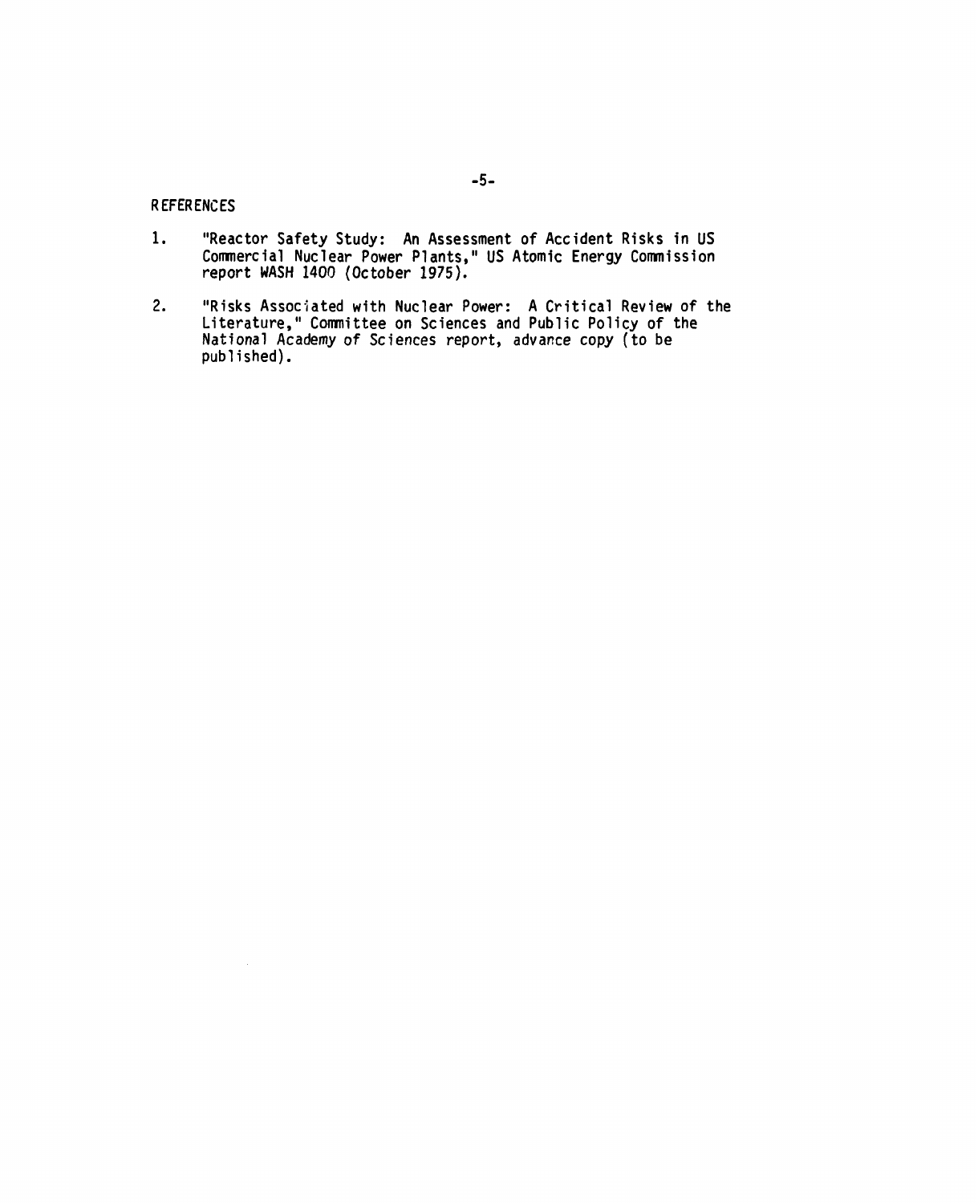## REFERENCES

1. "Reactor Safety Study: An Assessment of Accident Risks in US Commercial Nuclear Power Plants," US Atomic Energy Commission report WASH 1400 (October 1975).

2. "Risks Associated with Nuclear Power: A Critical Review of the Literature," Committee on Sciences and Public Policy of the National Academy of Sciences report, advance copy (to be published).